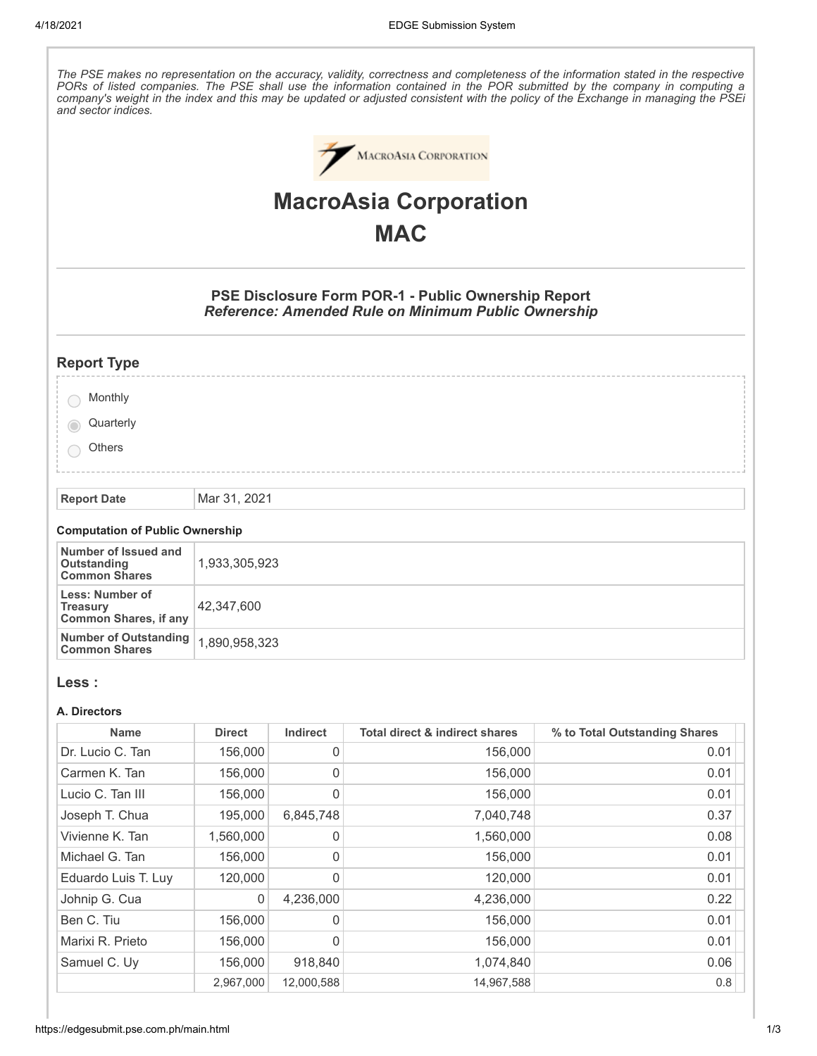*The PSE makes no representation on the accuracy, validity, correctness and completeness of the information stated in the respective PORs of listed companies. The PSE shall use the information contained in the POR submitted by the company in computing a company's weight in the index and this may be updated or adjusted consistent with the policy of the Exchange in managing the PSEi and sector indices.*

# MacroAsia Corporation

# MAC

### PSE Disclosure Form POR-1 - Public Ownership Report

***Reference: Amended Rule on Minimum Public Ownership***

## Report Type

- ○ Monthly
- ◉ Quarterly
- ○ Others

| Report Date | Mar 31, 2021 |
|---|---|

#### Computation of Public Ownership

| | |
|---|---|
| **Number of Issued and Outstanding Common Shares** | 1,933,305,923 |
| **Less: Number of Treasury Common Shares, if any** | 42,347,600 |
| **Number of Outstanding Common Shares** | 1,890,958,323 |

## Less :

#### A. Directors

| Name | Direct | Indirect | Total direct & indirect shares | % to Total Outstanding Shares |
|---|---|---|---|---|
| Dr. Lucio C. Tan | 156,000 | 0 | 156,000 | 0.01 |
| Carmen K. Tan | 156,000 | 0 | 156,000 | 0.01 |
| Lucio C. Tan III | 156,000 | 0 | 156,000 | 0.01 |
| Joseph T. Chua | 195,000 | 6,845,748 | 7,040,748 | 0.37 |
| Vivienne K. Tan | 1,560,000 | 0 | 1,560,000 | 0.08 |
| Michael G. Tan | 156,000 | 0 | 156,000 | 0.01 |
| Eduardo Luis T. Luy | 120,000 | 0 | 120,000 | 0.01 |
| Johnip G. Cua | 0 | 4,236,000 | 4,236,000 | 0.22 |
| Ben C. Tiu | 156,000 | 0 | 156,000 | 0.01 |
| Marixi R. Prieto | 156,000 | 0 | 156,000 | 0.01 |
| Samuel C. Uy | 156,000 | 918,840 | 1,074,840 | 0.06 |
| | 2,967,000 | 12,000,588 | 14,967,588 | 0.8 |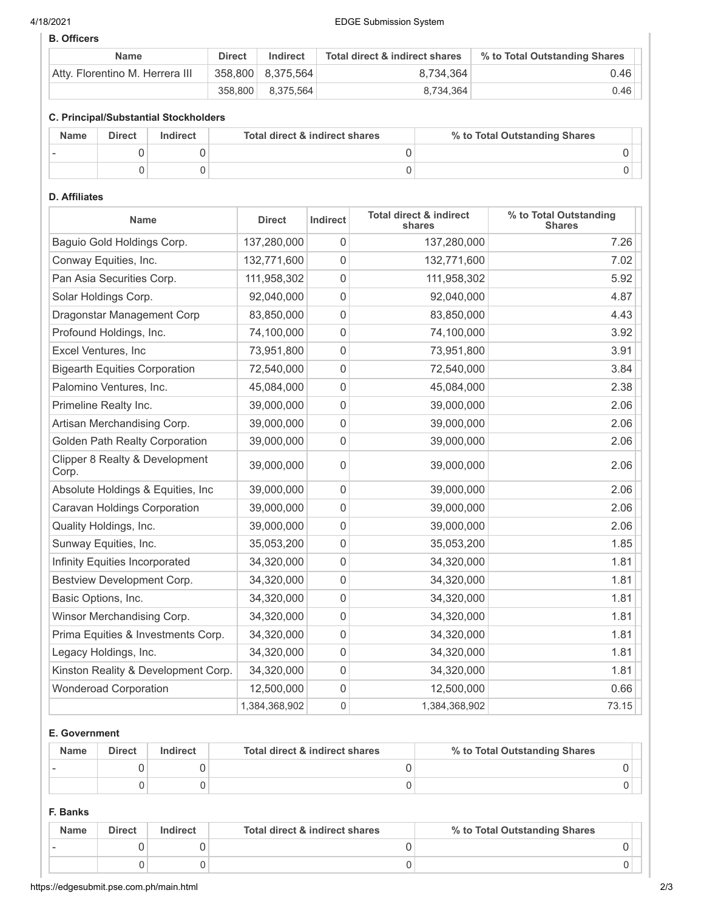### B. Officers

| Name | Direct | Indirect | Total direct & indirect shares | % to Total Outstanding Shares |
|---|---|---|---|---|
| Atty. Florentino M. Herrera III | 358,800 | 8,375,564 | 8,734,364 | 0.46 |
| | 358,800 | 8,375,564 | 8,734,364 | 0.46 |

### C. Principal/Substantial Stockholders

| Name | Direct | Indirect | Total direct & indirect shares | % to Total Outstanding Shares |
|---|---|---|---|---|
| - | 0 | 0 | 0 | 0 |
| | 0 | 0 | 0 | 0 |

### D. Affiliates

| Name | Direct | Indirect | Total direct & indirect shares | % to Total Outstanding Shares |
|---|---|---|---|---|
| Baguio Gold Holdings Corp. | 137,280,000 | 0 | 137,280,000 | 7.26 |
| Conway Equities, Inc. | 132,771,600 | 0 | 132,771,600 | 7.02 |
| Pan Asia Securities Corp. | 111,958,302 | 0 | 111,958,302 | 5.92 |
| Solar Holdings Corp. | 92,040,000 | 0 | 92,040,000 | 4.87 |
| Dragonstar Management Corp | 83,850,000 | 0 | 83,850,000 | 4.43 |
| Profound Holdings, Inc. | 74,100,000 | 0 | 74,100,000 | 3.92 |
| Excel Ventures, Inc | 73,951,800 | 0 | 73,951,800 | 3.91 |
| Bigearth Equities Corporation | 72,540,000 | 0 | 72,540,000 | 3.84 |
| Palomino Ventures, Inc. | 45,084,000 | 0 | 45,084,000 | 2.38 |
| Primeline Realty Inc. | 39,000,000 | 0 | 39,000,000 | 2.06 |
| Artisan Merchandising Corp. | 39,000,000 | 0 | 39,000,000 | 2.06 |
| Golden Path Realty Corporation | 39,000,000 | 0 | 39,000,000 | 2.06 |
| Clipper 8 Realty & Development Corp. | 39,000,000 | 0 | 39,000,000 | 2.06 |
| Absolute Holdings & Equities, Inc | 39,000,000 | 0 | 39,000,000 | 2.06 |
| Caravan Holdings Corporation | 39,000,000 | 0 | 39,000,000 | 2.06 |
| Quality Holdings, Inc. | 39,000,000 | 0 | 39,000,000 | 2.06 |
| Sunway Equities, Inc. | 35,053,200 | 0 | 35,053,200 | 1.85 |
| Infinity Equities Incorporated | 34,320,000 | 0 | 34,320,000 | 1.81 |
| Bestview Development Corp. | 34,320,000 | 0 | 34,320,000 | 1.81 |
| Basic Options, Inc. | 34,320,000 | 0 | 34,320,000 | 1.81 |
| Winsor Merchandising Corp. | 34,320,000 | 0 | 34,320,000 | 1.81 |
| Prima Equities & Investments Corp. | 34,320,000 | 0 | 34,320,000 | 1.81 |
| Legacy Holdings, Inc. | 34,320,000 | 0 | 34,320,000 | 1.81 |
| Kinston Reality & Development Corp. | 34,320,000 | 0 | 34,320,000 | 1.81 |
| Wonderoad Corporation | 12,500,000 | 0 | 12,500,000 | 0.66 |
| | 1,384,368,902 | 0 | 1,384,368,902 | 73.15 |

### E. Government

| Name | Direct | Indirect | Total direct & indirect shares | % to Total Outstanding Shares |
|---|---|---|---|---|
| - | 0 | 0 | 0 | 0 |
| | 0 | 0 | 0 | 0 |

### F. Banks

| Name | Direct | Indirect | Total direct & indirect shares | % to Total Outstanding Shares |
|---|---|---|---|---|
| - | 0 | 0 | 0 | 0 |
| | 0 | 0 | 0 | 0 |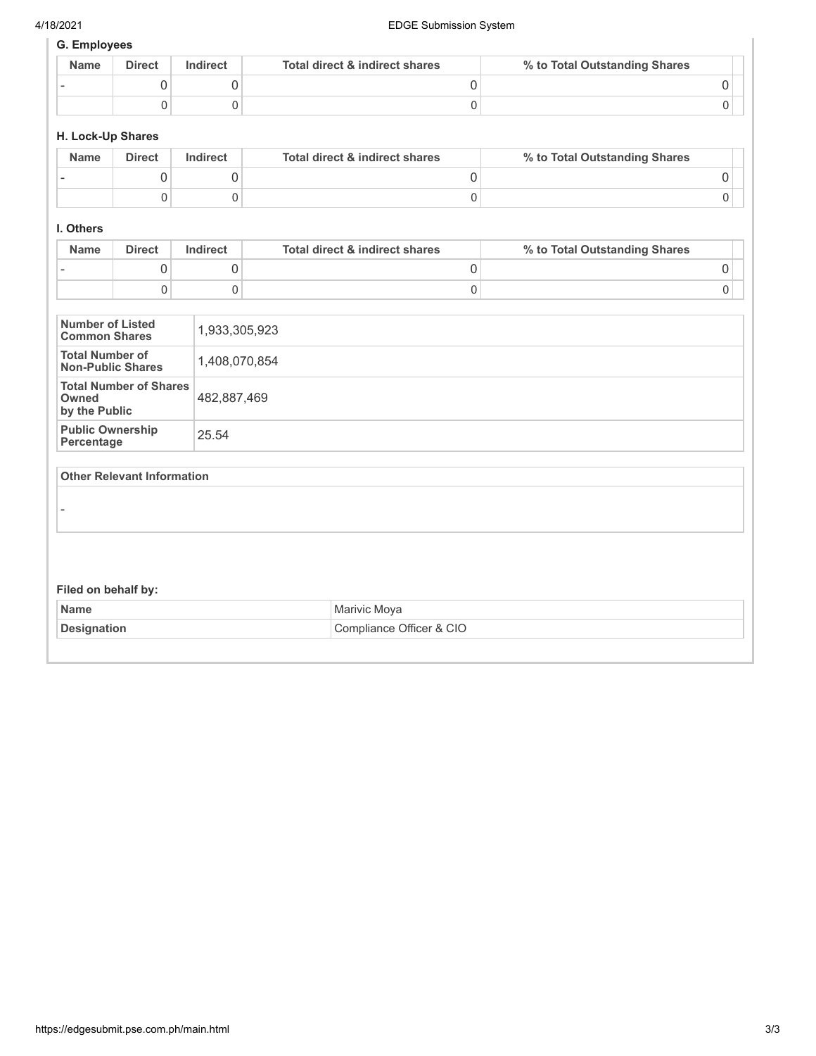### G. Employees

| Name | Direct | Indirect | Total direct & indirect shares | % to Total Outstanding Shares |
|---|---|---|---|---|
| - | 0 | 0 | 0 | 0 |
| | 0 | 0 | 0 | 0 |

### H. Lock-Up Shares

| Name | Direct | Indirect | Total direct & indirect shares | % to Total Outstanding Shares |
|---|---|---|---|---|
| - | 0 | 0 | 0 | 0 |
| | 0 | 0 | 0 | 0 |

### I. Others

| Name | Direct | Indirect | Total direct & indirect shares | % to Total Outstanding Shares |
|---|---|---|---|---|
| - | 0 | 0 | 0 | 0 |
| | 0 | 0 | 0 | 0 |

| | |
|---|---|
| **Number of Listed Common Shares** | 1,933,305,923 |
| **Total Number of Non-Public Shares** | 1,408,070,854 |
| **Total Number of Shares Owned by the Public** | 482,887,469 |
| **Public Ownership Percentage** | 25.54 |

| **Other Relevant Information** |
|---|
| - |

**Filed on behalf by:**

| | |
|---|---|
| **Name** | Marivic Moya |
| **Designation** | Compliance Officer & CIO |